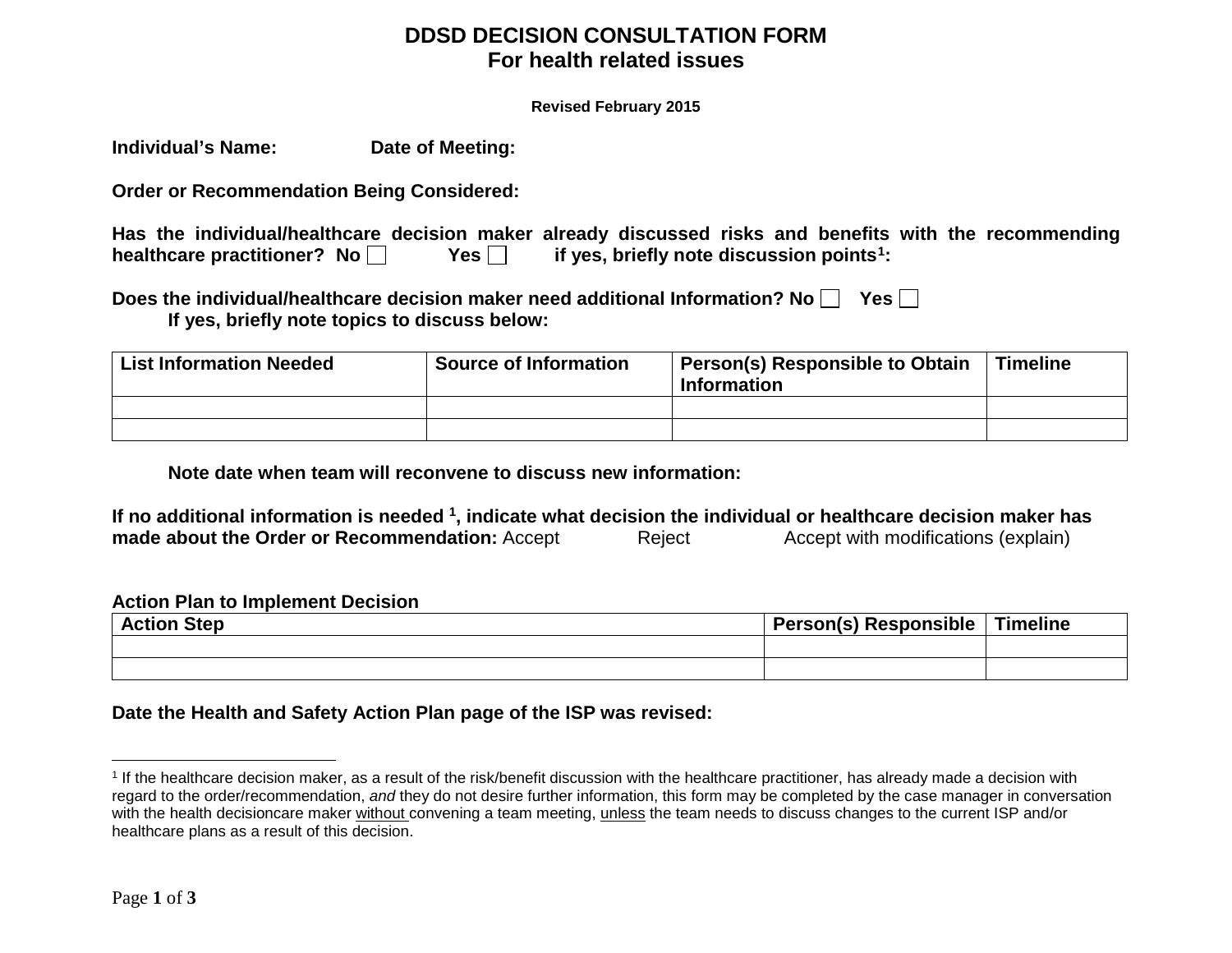# DDSD DECISION CONSULTATION FORM
## For health related issues

**Revised February 2015**

**Individual's Name:** **Date of Meeting:**

**Order or Recommendation Being Considered:**

**Has the individual/healthcare decision maker already discussed risks and benefits with the recommending healthcare practitioner? No ☐ Yes ☐ if yes, briefly note discussion points[1]:**

**Does the individual/healthcare decision maker need additional Information? No ☐ Yes ☐**
**If yes, briefly note topics to discuss below:**

| List Information Needed | Source of Information | Person(s) Responsible to Obtain Information | Timeline |
|---|---|---|---|
| | | | |
| | | | |

**Note date when team will reconvene to discuss new information:**

**If no additional information is needed [1], indicate what decision the individual or healthcare decision maker has made about the Order or Recommendation:** Accept Reject Accept with modifications (explain)

**Action Plan to Implement Decision**

| Action Step | Person(s) Responsible | Timeline |
|---|---|---|
| | | |
| | | |

**Date the Health and Safety Action Plan page of the ISP was revised:**

---

[1] If the healthcare decision maker, as a result of the risk/benefit discussion with the healthcare practitioner, has already made a decision with regard to the order/recommendation, *and* they do not desire further information, this form may be completed by the case manager in conversation with the health decisioncare maker without convening a team meeting, unless the team needs to discuss changes to the current ISP and/or healthcare plans as a result of this decision.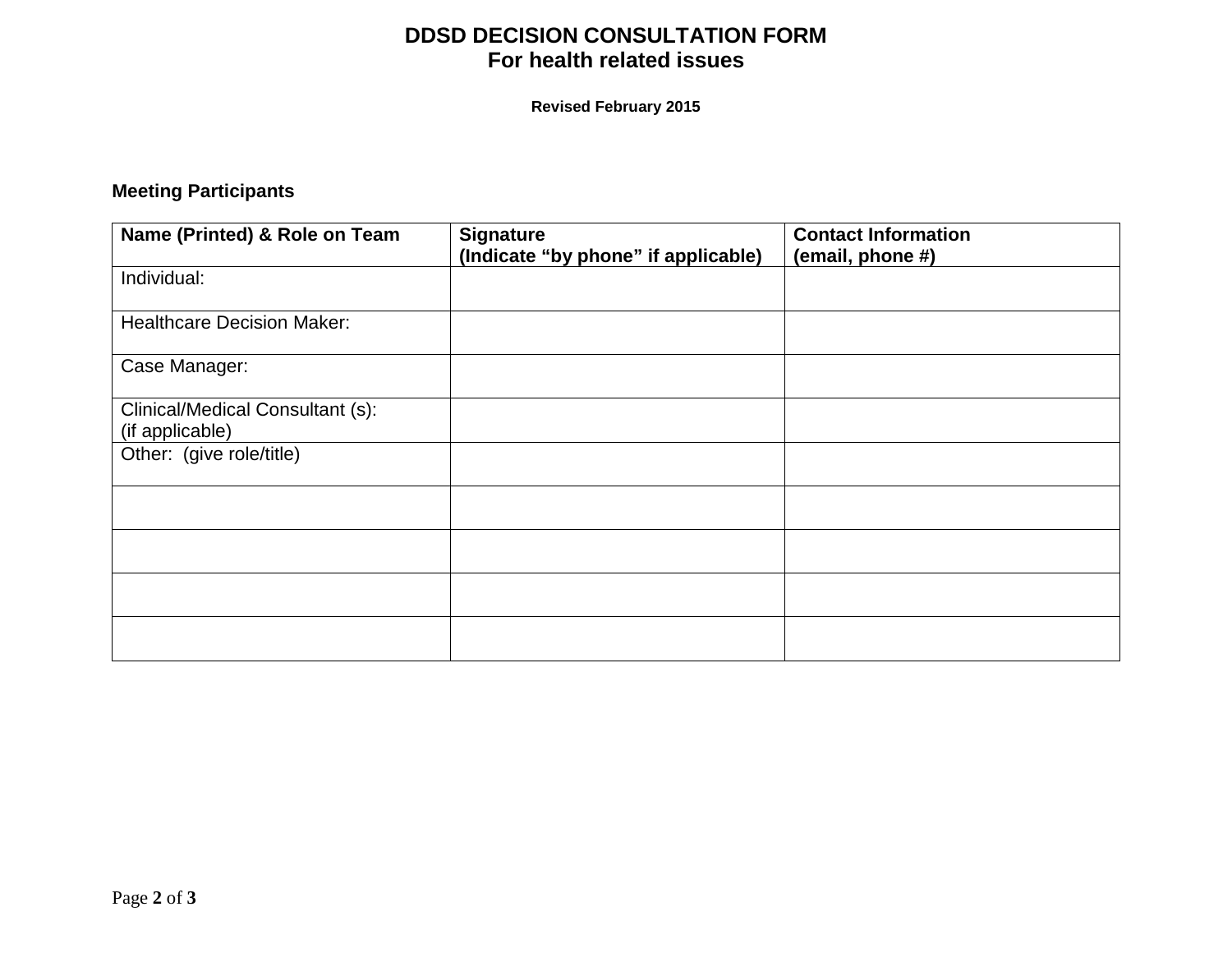# DDSD DECISION CONSULTATION FORM
## For health related issues

**Revised February 2015**

**Meeting Participants**

| **Name (Printed) & Role on Team** | **Signature (Indicate "by phone" if applicable)** | **Contact Information (email, phone #)** |
|---|---|---|
| Individual: | | |
| Healthcare Decision Maker: | | |
| Case Manager: | | |
| Clinical/Medical Consultant (s): (if applicable) | | |
| Other: (give role/title) | | |
| | | |
| | | |
| | | |
| | | |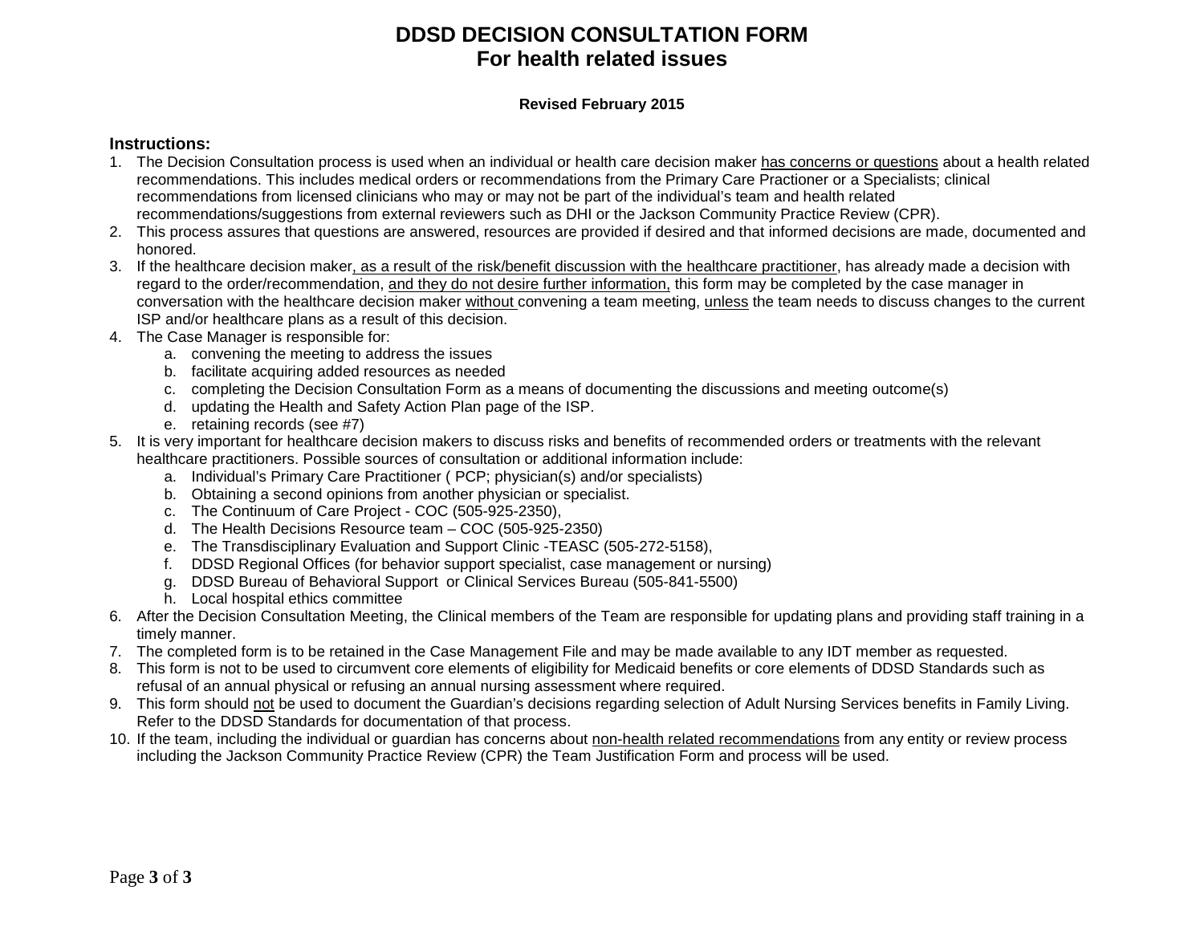# DDSD DECISION CONSULTATION FORM
# For health related issues

**Revised February 2015**

**Instructions:**

1. The Decision Consultation process is used when an individual or health care decision maker has concerns or questions about a health related recommendations. This includes medical orders or recommendations from the Primary Care Practioner or a Specialists; clinical recommendations from licensed clinicians who may or may not be part of the individual's team and health related recommendations/suggestions from external reviewers such as DHI or the Jackson Community Practice Review (CPR).
2. This process assures that questions are answered, resources are provided if desired and that informed decisions are made, documented and honored.
3. If the healthcare decision maker, as a result of the risk/benefit discussion with the healthcare practitioner, has already made a decision with regard to the order/recommendation, and they do not desire further information, this form may be completed by the case manager in conversation with the healthcare decision maker without convening a team meeting, unless the team needs to discuss changes to the current ISP and/or healthcare plans as a result of this decision.
4. The Case Manager is responsible for:
    a. convening the meeting to address the issues
    b. facilitate acquiring added resources as needed
    c. completing the Decision Consultation Form as a means of documenting the discussions and meeting outcome(s)
    d. updating the Health and Safety Action Plan page of the ISP.
    e. retaining records (see #7)
5. It is very important for healthcare decision makers to discuss risks and benefits of recommended orders or treatments with the relevant healthcare practitioners. Possible sources of consultation or additional information include:
    a. Individual's Primary Care Practitioner ( PCP; physician(s) and/or specialists)
    b. Obtaining a second opinions from another physician or specialist.
    c. The Continuum of Care Project - COC (505-925-2350),
    d. The Health Decisions Resource team – COC (505-925-2350)
    e. The Transdisciplinary Evaluation and Support Clinic -TEASC (505-272-5158),
    f. DDSD Regional Offices (for behavior support specialist, case management or nursing)
    g. DDSD Bureau of Behavioral Support or Clinical Services Bureau (505-841-5500)
    h. Local hospital ethics committee
6. After the Decision Consultation Meeting, the Clinical members of the Team are responsible for updating plans and providing staff training in a timely manner.
7. The completed form is to be retained in the Case Management File and may be made available to any IDT member as requested.
8. This form is not to be used to circumvent core elements of eligibility for Medicaid benefits or core elements of DDSD Standards such as refusal of an annual physical or refusing an annual nursing assessment where required.
9. This form should not be used to document the Guardian's decisions regarding selection of Adult Nursing Services benefits in Family Living. Refer to the DDSD Standards for documentation of that process.
10. If the team, including the individual or guardian has concerns about non-health related recommendations from any entity or review process including the Jackson Community Practice Review (CPR) the Team Justification Form and process will be used.